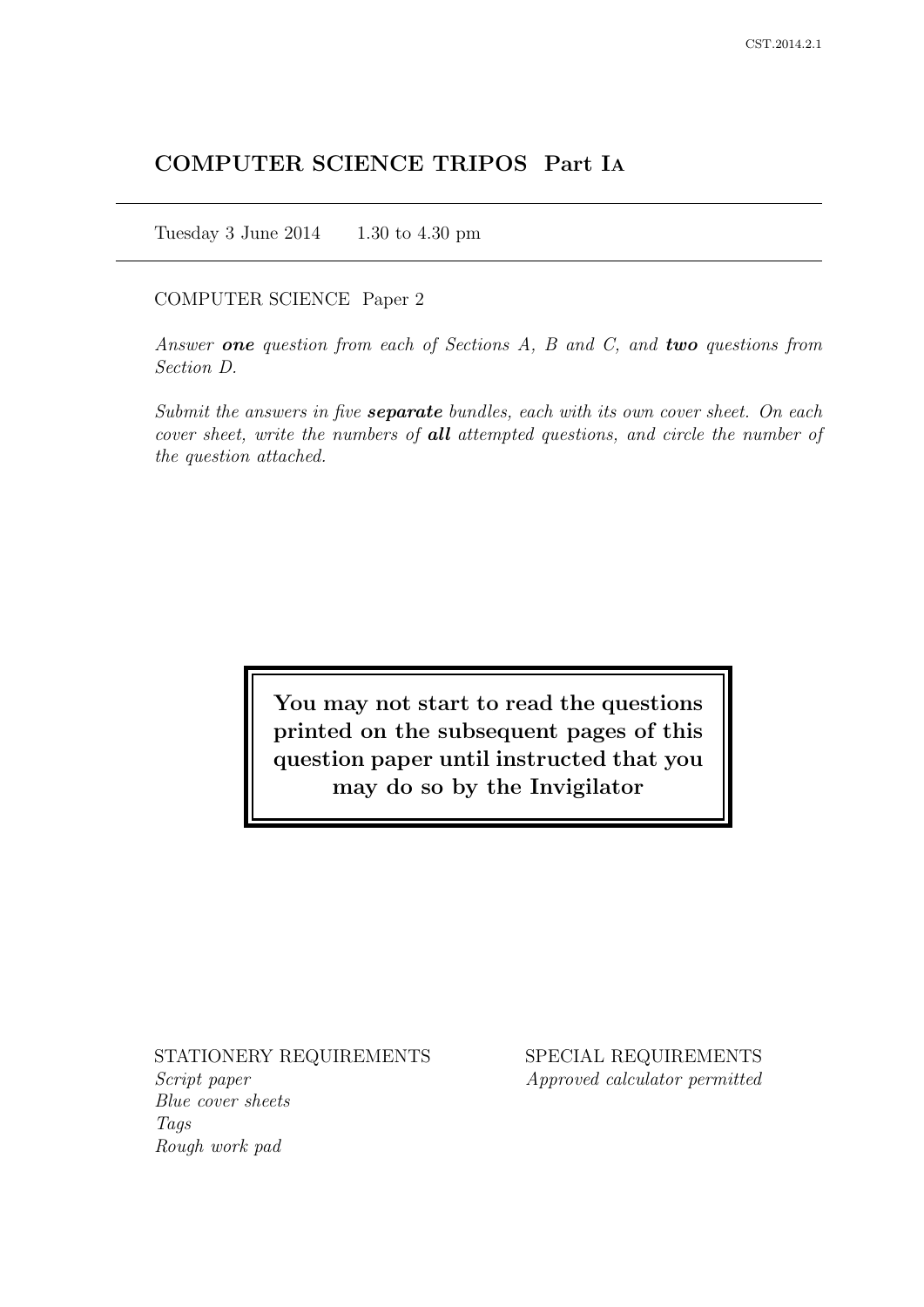# COMPUTER SCIENCE TRIPOS Part IA

Tuesday 3 June 2014 1.30 to 4.30 pm

COMPUTER SCIENCE Paper 2

*Answer **one** question from each of Sections A, B and C, and **two** questions from Section D.*

*Submit the answers in five **separate** bundles, each with its own cover sheet. On each cover sheet, write the numbers of **all** attempted questions, and circle the number of the question attached.*

**You may not start to read the questions printed on the subsequent pages of this question paper until instructed that you may do so by the Invigilator**

STATIONERY REQUIREMENTS

*Script paper*
*Blue cover sheets*
*Tags*
*Rough work pad*

SPECIAL REQUIREMENTS

*Approved calculator permitted*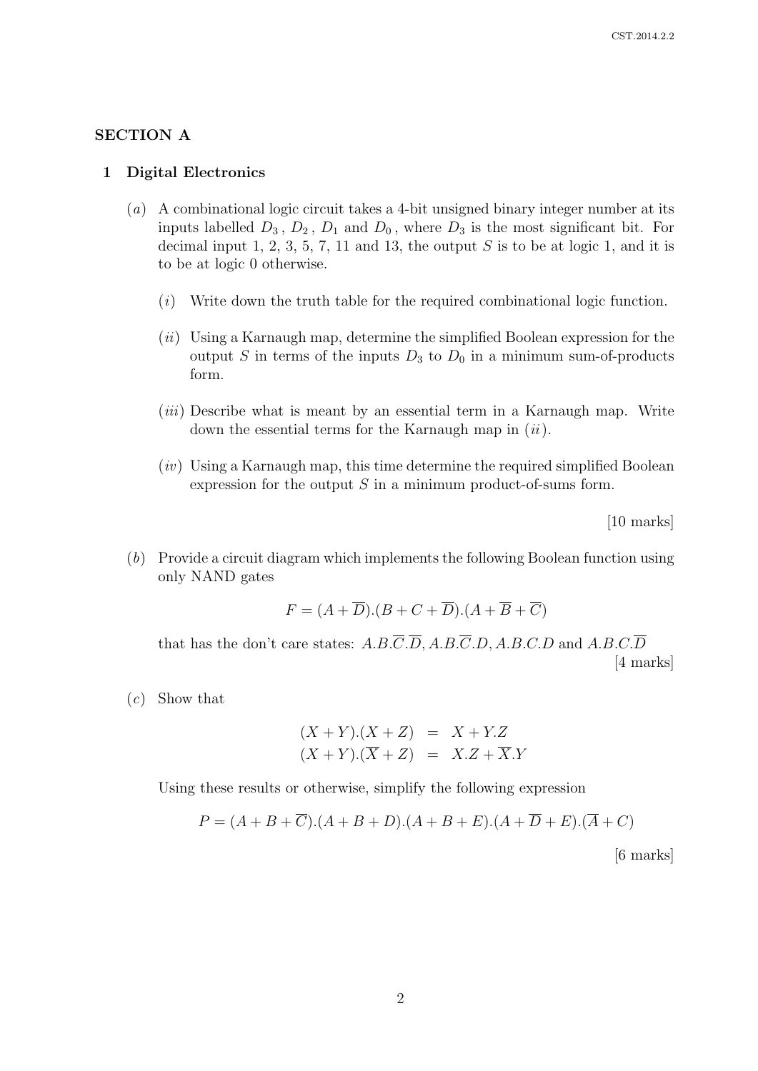## SECTION A

### 1 Digital Electronics

(*a*) A combinational logic circuit takes a 4-bit unsigned binary integer number at its inputs labelled $D_3$, $D_2$, $D_1$ and $D_0$, where $D_3$ is the most significant bit. For decimal input 1, 2, 3, 5, 7, 11 and 13, the output $S$ is to be at logic 1, and it is to be at logic 0 otherwise.

(*i*) Write down the truth table for the required combinational logic function.

(*ii*) Using a Karnaugh map, determine the simplified Boolean expression for the output $S$ in terms of the inputs $D_3$ to $D_0$ in a minimum sum-of-products form.

(*iii*) Describe what is meant by an essential term in a Karnaugh map. Write down the essential terms for the Karnaugh map in (*ii*).

(*iv*) Using a Karnaugh map, this time determine the required simplified Boolean expression for the output $S$ in a minimum product-of-sums form.

[10 marks]

(*b*) Provide a circuit diagram which implements the following Boolean function using only NAND gates

$$F = (A + \overline{D}).(B + C + \overline{D}).(A + \overline{B} + \overline{C})$$

that has the don't care states: $A.B.\overline{C}.\overline{D}$, $A.B.\overline{C}.D$, $A.B.C.D$ and $A.B.C.\overline{D}$

[4 marks]

(*c*) Show that

$$(X + Y).(X + Z) = X + Y.Z$$
$$(X + Y).(\overline{X} + Z) = X.Z + \overline{X}.Y$$

Using these results or otherwise, simplify the following expression

$$P = (A + B + \overline{C}).(A + B + D).(A + B + E).(A + \overline{D} + E).(\overline{A} + C)$$

[6 marks]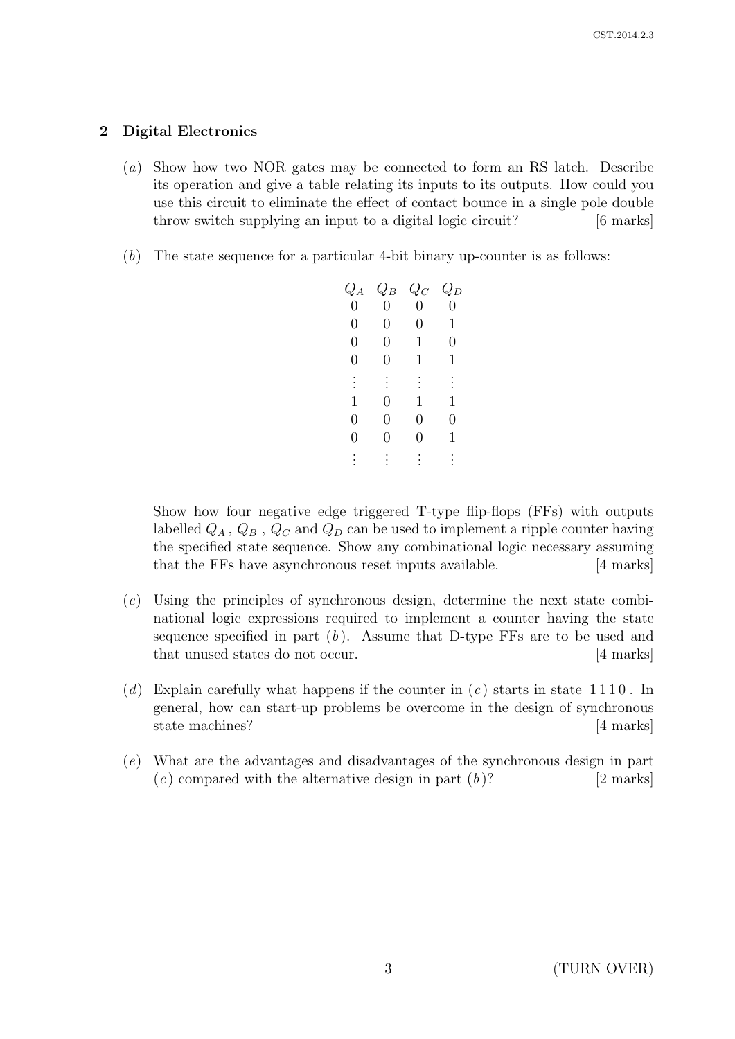## 2 Digital Electronics

(*a*) Show how two NOR gates may be connected to form an RS latch. Describe its operation and give a table relating its inputs to its outputs. How could you use this circuit to eliminate the effect of contact bounce in a single pole double throw switch supplying an input to a digital logic circuit? [6 marks]

(*b*) The state sequence for a particular 4-bit binary up-counter is as follows:

| $Q_A$ | $Q_B$ | $Q_C$ | $Q_D$ |
|---|---|---|---|
| 0 | 0 | 0 | 0 |
| 0 | 0 | 0 | 1 |
| 0 | 0 | 1 | 0 |
| 0 | 0 | 1 | 1 |
| ⋮ | ⋮ | ⋮ | ⋮ |
| 1 | 0 | 1 | 1 |
| 0 | 0 | 0 | 0 |
| 0 | 0 | 0 | 1 |
| ⋮ | ⋮ | ⋮ | ⋮ |

Show how four negative edge triggered T-type flip-flops (FFs) with outputs labelled $Q_A$, $Q_B$, $Q_C$ and $Q_D$ can be used to implement a ripple counter having the specified state sequence. Show any combinational logic necessary assuming that the FFs have asynchronous reset inputs available. [4 marks]

(*c*) Using the principles of synchronous design, determine the next state combinational logic expressions required to implement a counter having the state sequence specified in part (*b*). Assume that D-type FFs are to be used and that unused states do not occur. [4 marks]

(*d*) Explain carefully what happens if the counter in (*c*) starts in state 1 1 1 0 . In general, how can start-up problems be overcome in the design of synchronous state machines? [4 marks]

(*e*) What are the advantages and disadvantages of the synchronous design in part (*c*) compared with the alternative design in part (*b*)? [2 marks]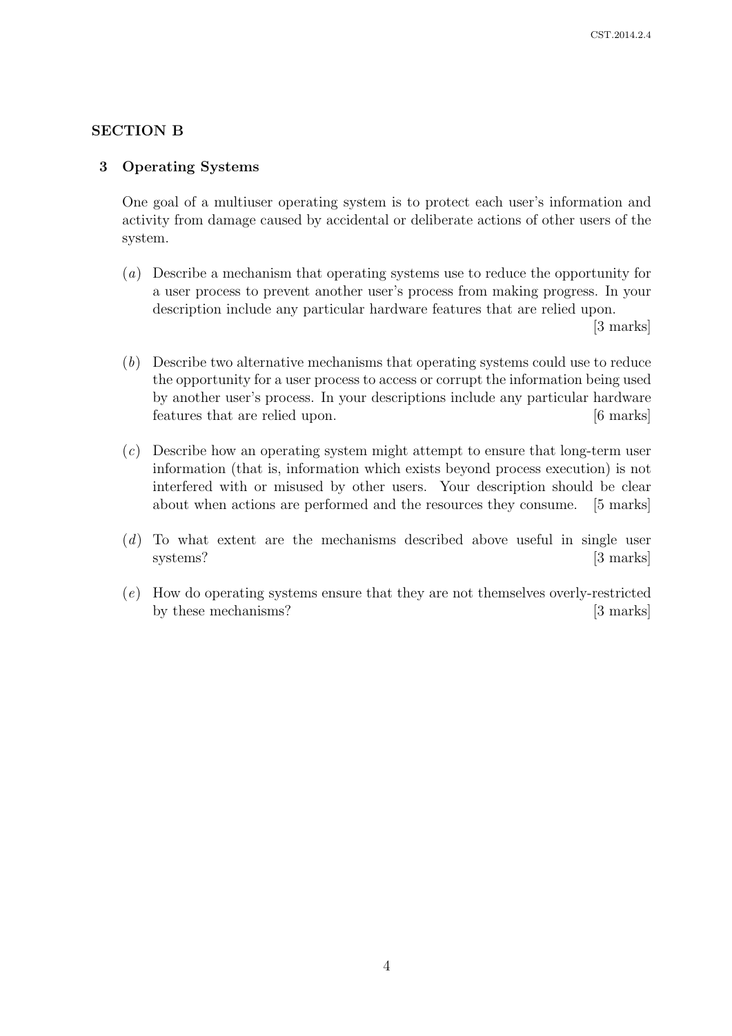## SECTION B

### 3 Operating Systems

One goal of a multiuser operating system is to protect each user's information and activity from damage caused by accidental or deliberate actions of other users of the system.

(*a*) Describe a mechanism that operating systems use to reduce the opportunity for a user process to prevent another user's process from making progress. In your description include any particular hardware features that are relied upon. [3 marks]

(*b*) Describe two alternative mechanisms that operating systems could use to reduce the opportunity for a user process to access or corrupt the information being used by another user's process. In your descriptions include any particular hardware features that are relied upon. [6 marks]

(*c*) Describe how an operating system might attempt to ensure that long-term user information (that is, information which exists beyond process execution) is not interfered with or misused by other users. Your description should be clear about when actions are performed and the resources they consume. [5 marks]

(*d*) To what extent are the mechanisms described above useful in single user systems? [3 marks]

(*e*) How do operating systems ensure that they are not themselves overly-restricted by these mechanisms? [3 marks]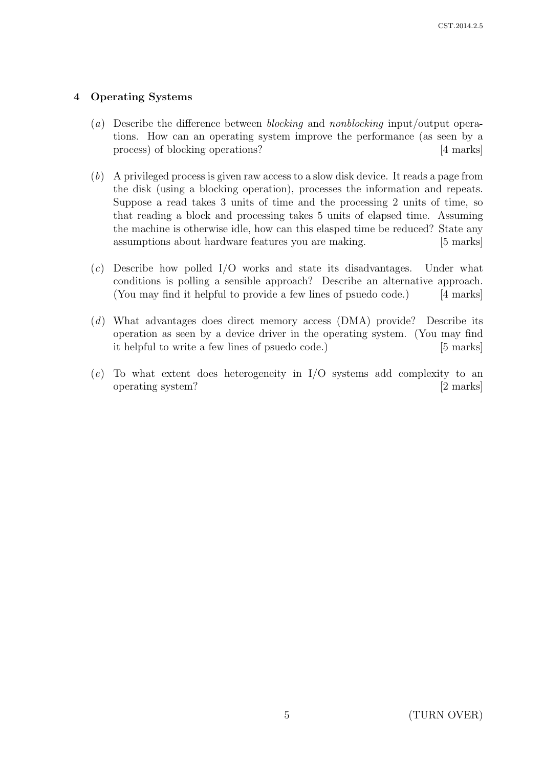## 4 Operating Systems

(*a*) Describe the difference between *blocking* and *nonblocking* input/output operations. How can an operating system improve the performance (as seen by a process) of blocking operations? [4 marks]

(*b*) A privileged process is given raw access to a slow disk device. It reads a page from the disk (using a blocking operation), processes the information and repeats. Suppose a read takes 3 units of time and the processing 2 units of time, so that reading a block and processing takes 5 units of elapsed time. Assuming the machine is otherwise idle, how can this elasped time be reduced? State any assumptions about hardware features you are making. [5 marks]

(*c*) Describe how polled I/O works and state its disadvantages. Under what conditions is polling a sensible approach? Describe an alternative approach. (You may find it helpful to provide a few lines of psuedo code.) [4 marks]

(*d*) What advantages does direct memory access (DMA) provide? Describe its operation as seen by a device driver in the operating system. (You may find it helpful to write a few lines of psuedo code.) [5 marks]

(*e*) To what extent does heterogeneity in I/O systems add complexity to an operating system? [2 marks]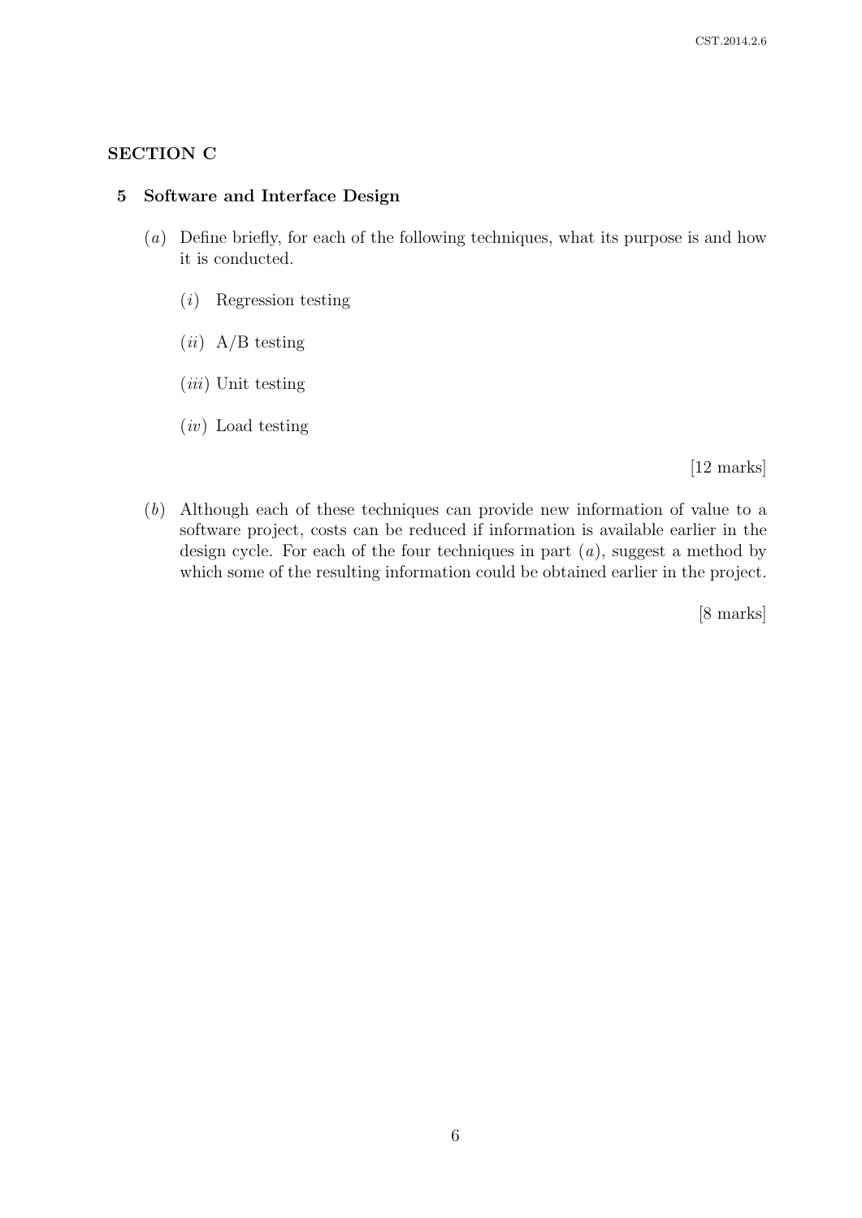## SECTION C

### 5 Software and Interface Design

(*a*) Define briefly, for each of the following techniques, what its purpose is and how it is conducted.

(*i*) Regression testing

(*ii*) A/B testing

(*iii*) Unit testing

(*iv*) Load testing

[12 marks]

(*b*) Although each of these techniques can provide new information of value to a software project, costs can be reduced if information is available earlier in the design cycle. For each of the four techniques in part (*a*), suggest a method by which some of the resulting information could be obtained earlier in the project.

[8 marks]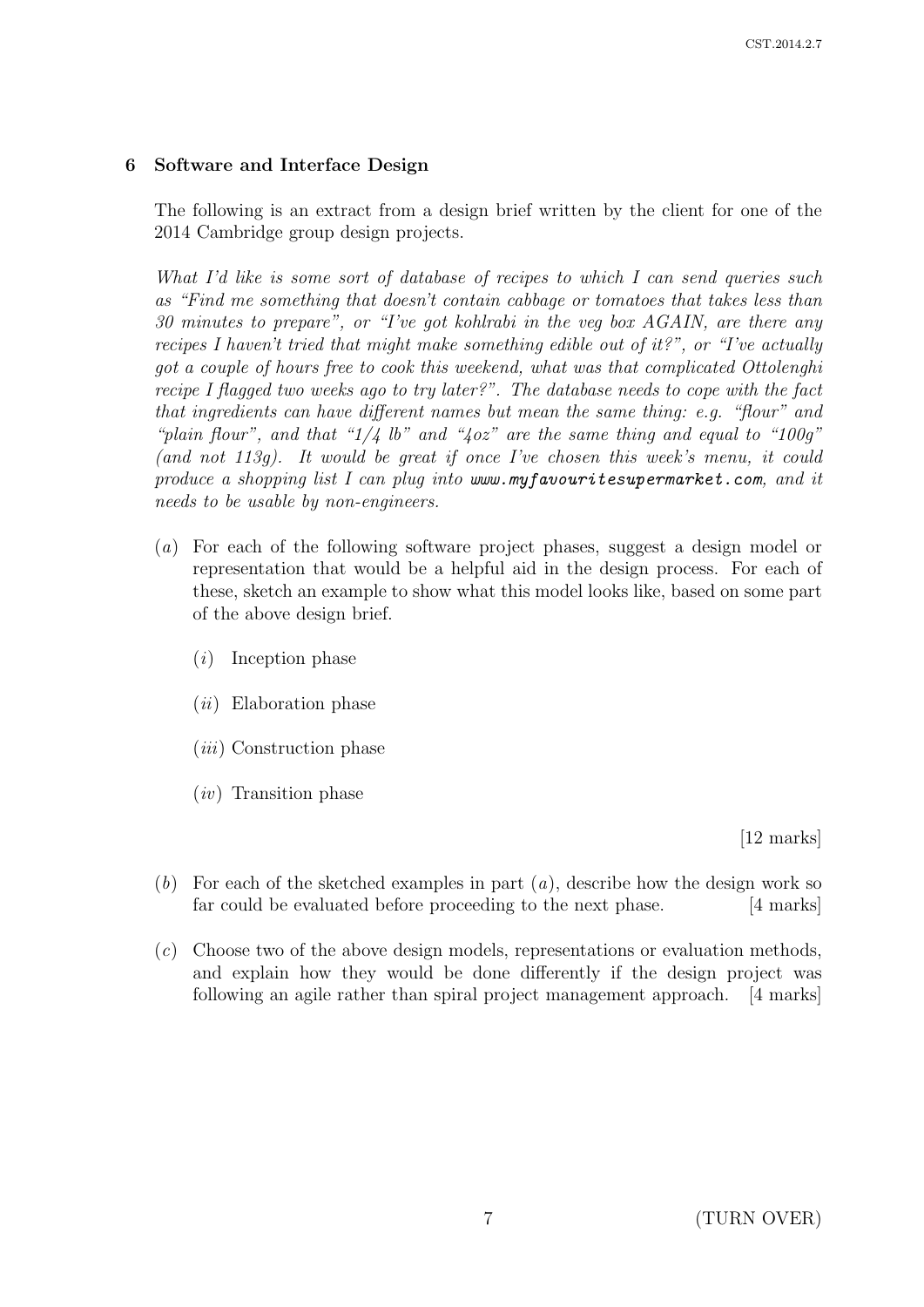## 6 Software and Interface Design

The following is an extract from a design brief written by the client for one of the 2014 Cambridge group design projects.

*What I'd like is some sort of database of recipes to which I can send queries such as "Find me something that doesn't contain cabbage or tomatoes that takes less than 30 minutes to prepare", or "I've got kohlrabi in the veg box AGAIN, are there any recipes I haven't tried that might make something edible out of it?", or "I've actually got a couple of hours free to cook this weekend, what was that complicated Ottolenghi recipe I flagged two weeks ago to try later?". The database needs to cope with the fact that ingredients can have different names but mean the same thing: e.g. "flour" and "plain flour", and that "1/4 lb" and "4oz" are the same thing and equal to "100g" (and not 113g). It would be great if once I've chosen this week's menu, it could produce a shopping list I can plug into `www.myfavouritesupermarket.com`, and it needs to be usable by non-engineers.*

(*a*) For each of the following software project phases, suggest a design model or representation that would be a helpful aid in the design process. For each of these, sketch an example to show what this model looks like, based on some part of the above design brief.

   (*i*) Inception phase

   (*ii*) Elaboration phase

   (*iii*) Construction phase

   (*iv*) Transition phase

[12 marks]

(*b*) For each of the sketched examples in part (*a*), describe how the design work so far could be evaluated before proceeding to the next phase. [4 marks]

(*c*) Choose two of the above design models, representations or evaluation methods, and explain how they would be done differently if the design project was following an agile rather than spiral project management approach. [4 marks]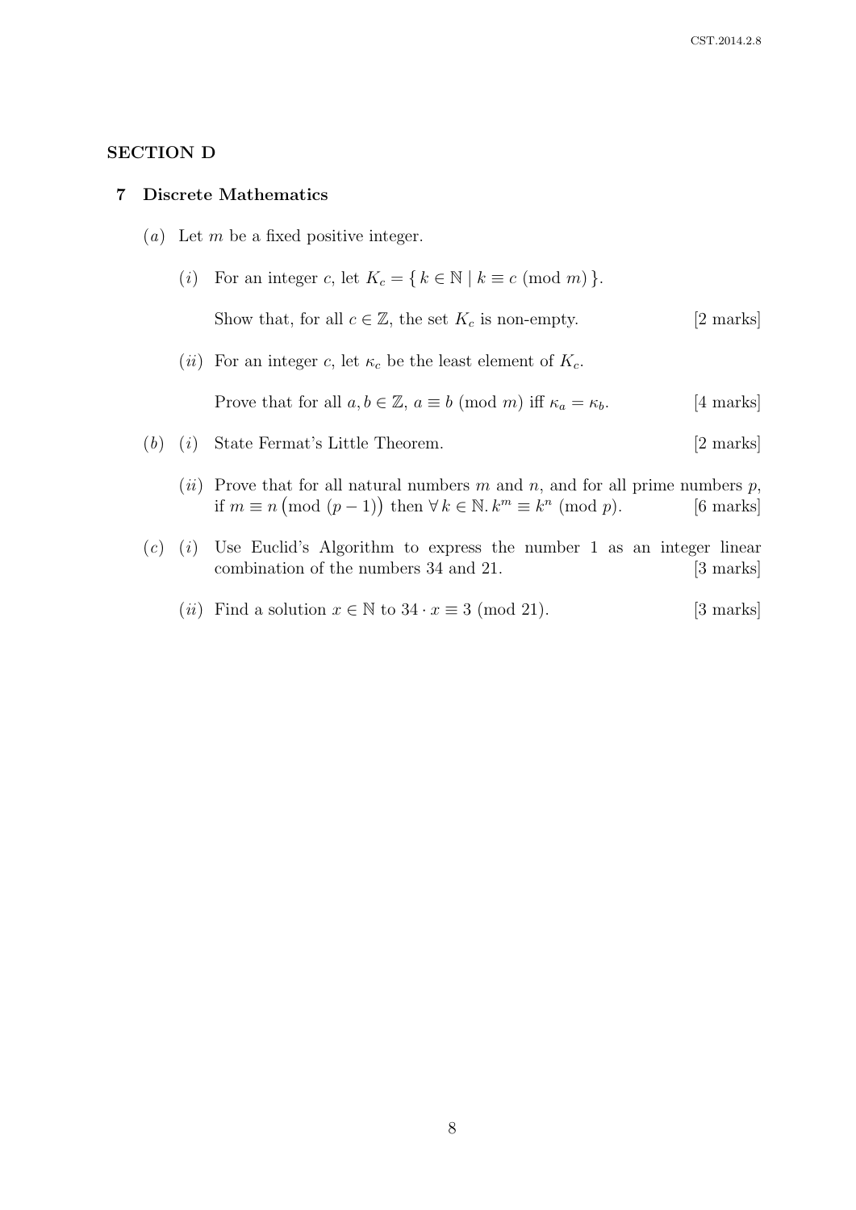## SECTION D

### 7 Discrete Mathematics

(*a*) Let $m$ be a fixed positive integer.

(*i*) For an integer $c$, let $K_c = \{ k \in \mathbb{N} \mid k \equiv c \pmod{m} \}$.

Show that, for all $c \in \mathbb{Z}$, the set $K_c$ is non-empty. [2 marks]

(*ii*) For an integer $c$, let $\kappa_c$ be the least element of $K_c$.

Prove that for all $a, b \in \mathbb{Z}$, $a \equiv b \pmod{m}$ iff $\kappa_a = \kappa_b$. [4 marks]

(*b*) (*i*) State Fermat's Little Theorem. [2 marks]

(*ii*) Prove that for all natural numbers $m$ and $n$, and for all prime numbers $p$, if $m \equiv n \big(\text{mod } (p-1)\big)$ then $\forall\, k \in \mathbb{N}.\, k^m \equiv k^n \pmod{p}$. [6 marks]

(*c*) (*i*) Use Euclid's Algorithm to express the number 1 as an integer linear combination of the numbers 34 and 21. [3 marks]

(*ii*) Find a solution $x \in \mathbb{N}$ to $34 \cdot x \equiv 3 \pmod{21}$. [3 marks]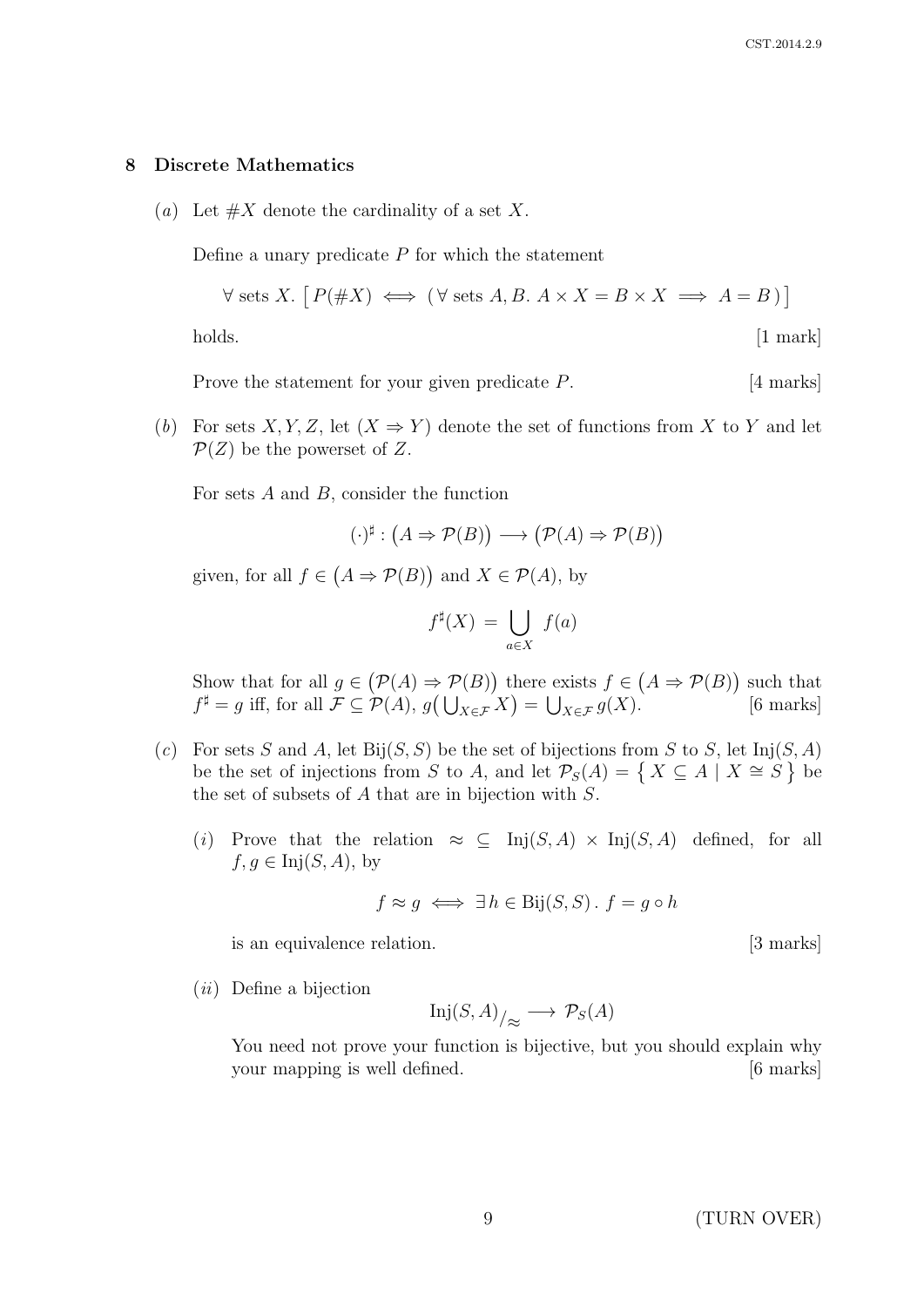## 8 Discrete Mathematics

(*a*) Let $\#X$ denote the cardinality of a set $X$.

Define a unary predicate $P$ for which the statement

$$\forall \text{ sets } X.\ \big[\, P(\#X) \iff (\,\forall \text{ sets } A, B.\ A \times X = B \times X \implies A = B\,)\,\big]$$

holds. [1 mark]

Prove the statement for your given predicate $P$. [4 marks]

(*b*) For sets $X, Y, Z$, let $(X \Rightarrow Y)$ denote the set of functions from $X$ to $Y$ and let $\mathcal{P}(Z)$ be the powerset of $Z$.

For sets $A$ and $B$, consider the function

$$(\cdot)^\sharp : \big(A \Rightarrow \mathcal{P}(B)\big) \longrightarrow \big(\mathcal{P}(A) \Rightarrow \mathcal{P}(B)\big)$$

given, for all $f \in \big(A \Rightarrow \mathcal{P}(B)\big)$ and $X \in \mathcal{P}(A)$, by

$$f^\sharp(X) \;=\; \bigcup_{a \in X} f(a)$$

Show that for all $g \in \big(\mathcal{P}(A) \Rightarrow \mathcal{P}(B)\big)$ there exists $f \in \big(A \Rightarrow \mathcal{P}(B)\big)$ such that $f^\sharp = g$ iff, for all $\mathcal{F} \subseteq \mathcal{P}(A)$, $g\big(\bigcup_{X \in \mathcal{F}} X\big) = \bigcup_{X \in \mathcal{F}} g(X)$. [6 marks]

(*c*) For sets $S$ and $A$, let $\mathrm{Bij}(S, S)$ be the set of bijections from $S$ to $S$, let $\mathrm{Inj}(S, A)$ be the set of injections from $S$ to $A$, and let $\mathcal{P}_S(A) = \big\{\, X \subseteq A \mid X \cong S \,\big\}$ be the set of subsets of $A$ that are in bijection with $S$.

(*i*) Prove that the relation $\approx\ \subseteq\ \mathrm{Inj}(S, A) \times \mathrm{Inj}(S, A)$ defined, for all $f, g \in \mathrm{Inj}(S, A)$, by

$$f \approx g \iff \exists\, h \in \mathrm{Bij}(S, S)\,.\ f = g \circ h$$

is an equivalence relation. [3 marks]

(*ii*) Define a bijection

$$\mathrm{Inj}(S, A)_{/\approx} \longrightarrow \mathcal{P}_S(A)$$

You need not prove your function is bijective, but you should explain why your mapping is well defined. [6 marks]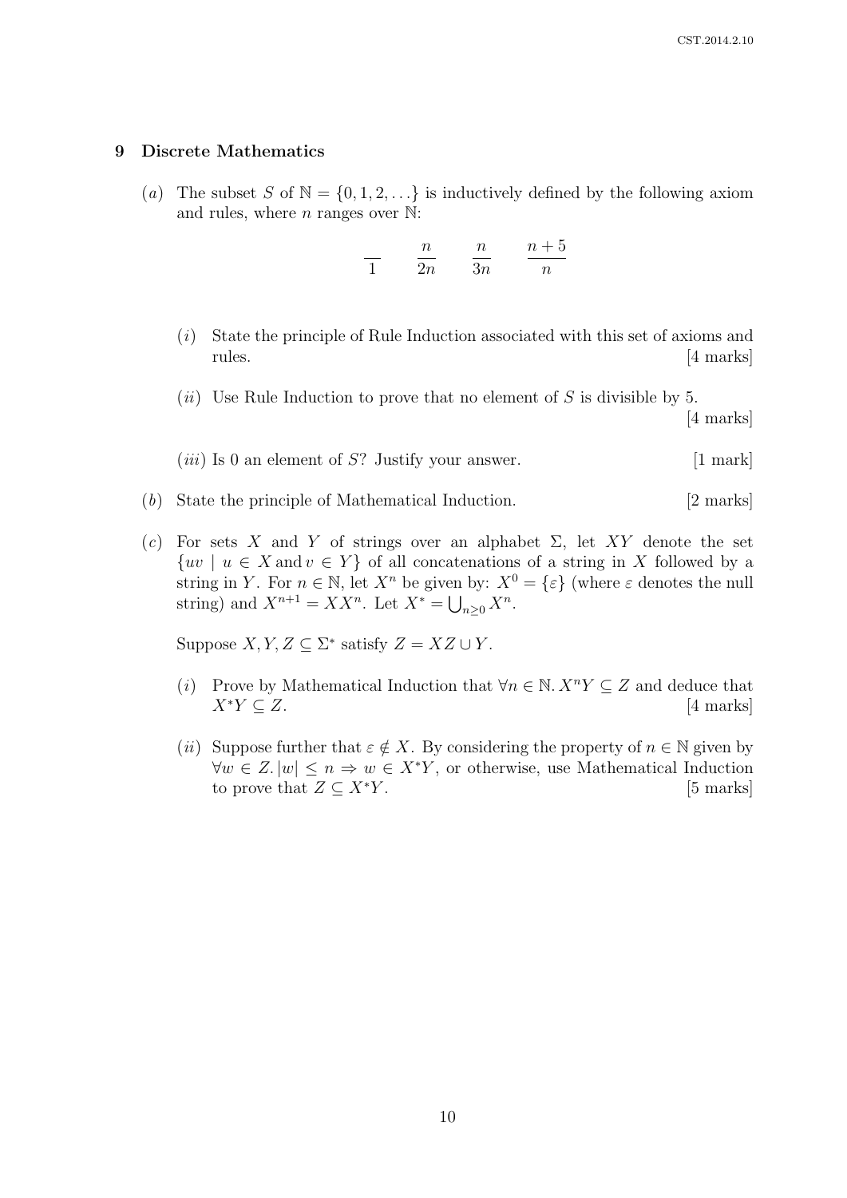## 9 Discrete Mathematics

(*a*) The subset $S$ of $\mathbb{N} = \{0, 1, 2, \ldots\}$ is inductively defined by the following axiom and rules, where $n$ ranges over $\mathbb{N}$:

$$\frac{}{1} \qquad \frac{n}{2n} \qquad \frac{n}{3n} \qquad \frac{n+5}{n}$$

(*i*) State the principle of Rule Induction associated with this set of axioms and rules. [4 marks]

(*ii*) Use Rule Induction to prove that no element of $S$ is divisible by 5. [4 marks]

(*iii*) Is 0 an element of $S$? Justify your answer. [1 mark]

(*b*) State the principle of Mathematical Induction. [2 marks]

(*c*) For sets $X$ and $Y$ of strings over an alphabet $\Sigma$, let $XY$ denote the set $\{uv \mid u \in X \text{ and } v \in Y\}$ of all concatenations of a string in $X$ followed by a string in $Y$. For $n \in \mathbb{N}$, let $X^n$ be given by: $X^0 = \{\varepsilon\}$ (where $\varepsilon$ denotes the null string) and $X^{n+1} = XX^n$. Let $X^* = \bigcup_{n \geq 0} X^n$.

Suppose $X, Y, Z \subseteq \Sigma^*$ satisfy $Z = XZ \cup Y$.

(*i*) Prove by Mathematical Induction that $\forall n \in \mathbb{N}.\, X^n Y \subseteq Z$ and deduce that $X^* Y \subseteq Z$. [4 marks]

(*ii*) Suppose further that $\varepsilon \notin X$. By considering the property of $n \in \mathbb{N}$ given by $\forall w \in Z.\, |w| \leq n \Rightarrow w \in X^* Y$, or otherwise, use Mathematical Induction to prove that $Z \subseteq X^* Y$. [5 marks]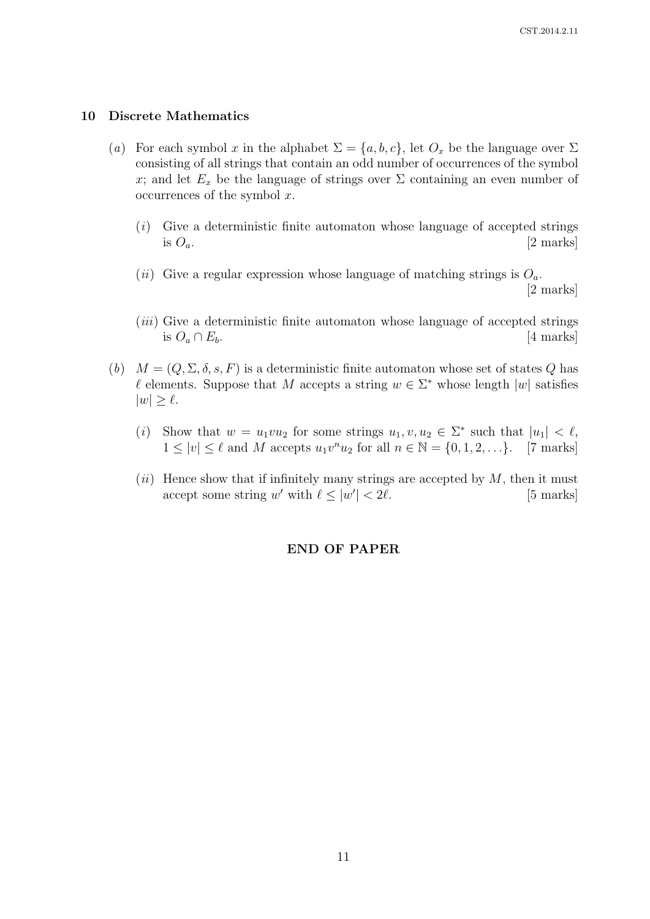## 10 Discrete Mathematics

(*a*) For each symbol $x$ in the alphabet $\Sigma = \{a, b, c\}$, let $O_x$ be the language over $\Sigma$ consisting of all strings that contain an odd number of occurrences of the symbol $x$; and let $E_x$ be the language of strings over $\Sigma$ containing an even number of occurrences of the symbol $x$.

(*i*) Give a deterministic finite automaton whose language of accepted strings is $O_a$. [2 marks]

(*ii*) Give a regular expression whose language of matching strings is $O_a$. [2 marks]

(*iii*) Give a deterministic finite automaton whose language of accepted strings is $O_a \cap E_b$. [4 marks]

(*b*) $M = (Q, \Sigma, \delta, s, F)$ is a deterministic finite automaton whose set of states $Q$ has $\ell$ elements. Suppose that $M$ accepts a string $w \in \Sigma^*$ whose length $|w|$ satisfies $|w| \geq \ell$.

(*i*) Show that $w = u_1 v u_2$ for some strings $u_1, v, u_2 \in \Sigma^*$ such that $|u_1| < \ell$, $1 \leq |v| \leq \ell$ and $M$ accepts $u_1 v^n u_2$ for all $n \in \mathbb{N} = \{0, 1, 2, \ldots\}$. [7 marks]

(*ii*) Hence show that if infinitely many strings are accepted by $M$, then it must accept some string $w'$ with $\ell \leq |w'| < 2\ell$. [5 marks]

**END OF PAPER**